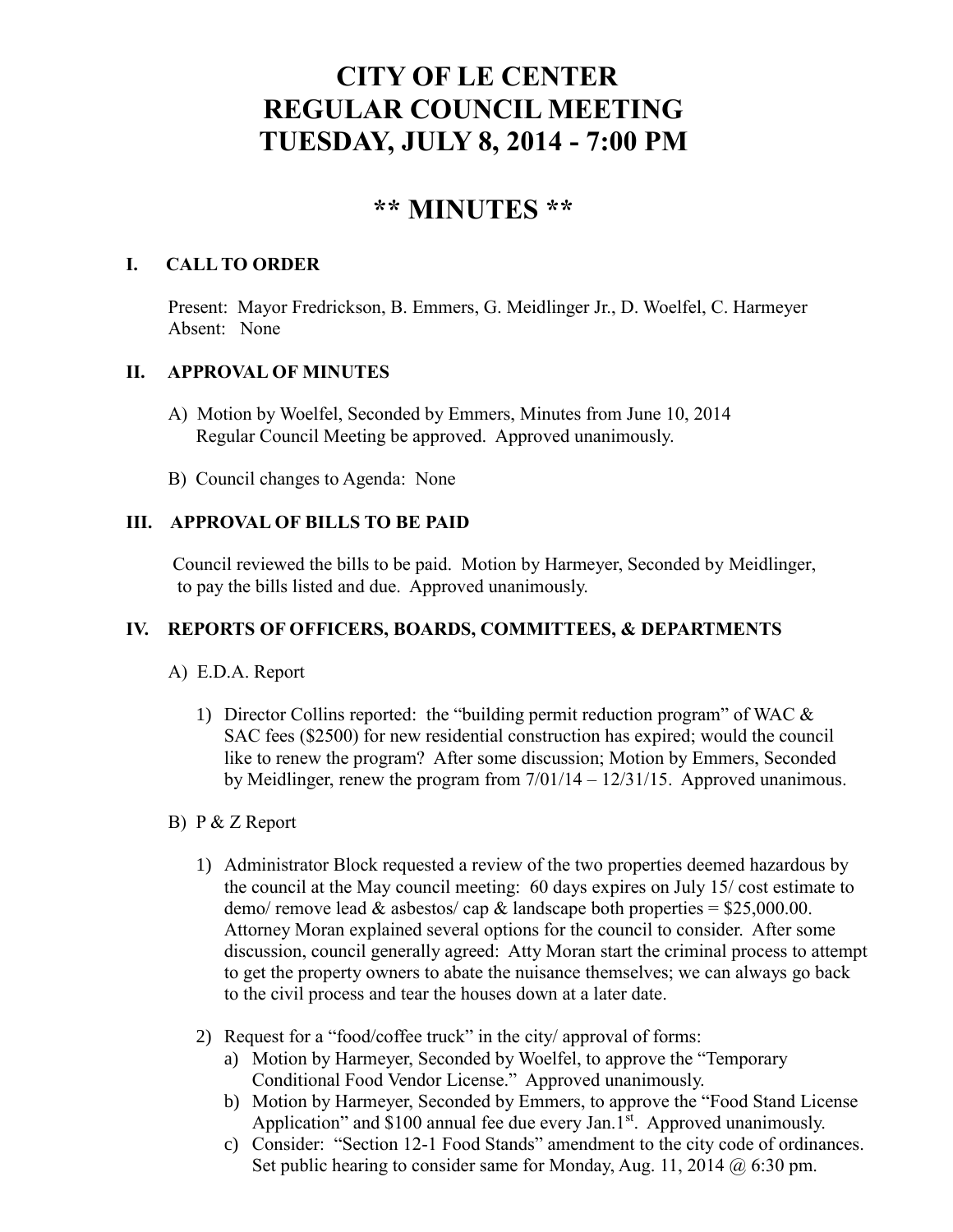# CITY OF LE CENTER
# REGULAR COUNCIL MEETING
# TUESDAY, JULY 8, 2014 - 7:00 PM

## ** MINUTES **

### I. CALL TO ORDER

Present: Mayor Fredrickson, B. Emmers, G. Meidlinger Jr., D. Woelfel, C. Harmeyer
Absent: None

### II. APPROVAL OF MINUTES

A) Motion by Woelfel, Seconded by Emmers, Minutes from June 10, 2014 Regular Council Meeting be approved. Approved unanimously.

B) Council changes to Agenda: None

### III. APPROVAL OF BILLS TO BE PAID

Council reviewed the bills to be paid. Motion by Harmeyer, Seconded by Meidlinger, to pay the bills listed and due. Approved unanimously.

### IV. REPORTS OF OFFICERS, BOARDS, COMMITTEES, & DEPARTMENTS

A) E.D.A. Report

1) Director Collins reported: the "building permit reduction program" of WAC & SAC fees ($2500) for new residential construction has expired; would the council like to renew the program? After some discussion; Motion by Emmers, Seconded by Meidlinger, renew the program from 7/01/14 – 12/31/15. Approved unanimous.

B) P & Z Report

1) Administrator Block requested a review of the two properties deemed hazardous by the council at the May council meeting: 60 days expires on July 15/ cost estimate to demo/ remove lead & asbestos/ cap & landscape both properties = $25,000.00. Attorney Moran explained several options for the council to consider. After some discussion, council generally agreed: Atty Moran start the criminal process to attempt to get the property owners to abate the nuisance themselves; we can always go back to the civil process and tear the houses down at a later date.

2) Request for a "food/coffee truck" in the city/ approval of forms:
   a) Motion by Harmeyer, Seconded by Woelfel, to approve the "Temporary Conditional Food Vendor License." Approved unanimously.
   b) Motion by Harmeyer, Seconded by Emmers, to approve the "Food Stand License Application" and $100 annual fee due every Jan.1st. Approved unanimously.
   c) Consider: "Section 12-1 Food Stands" amendment to the city code of ordinances. Set public hearing to consider same for Monday, Aug. 11, 2014 @ 6:30 pm.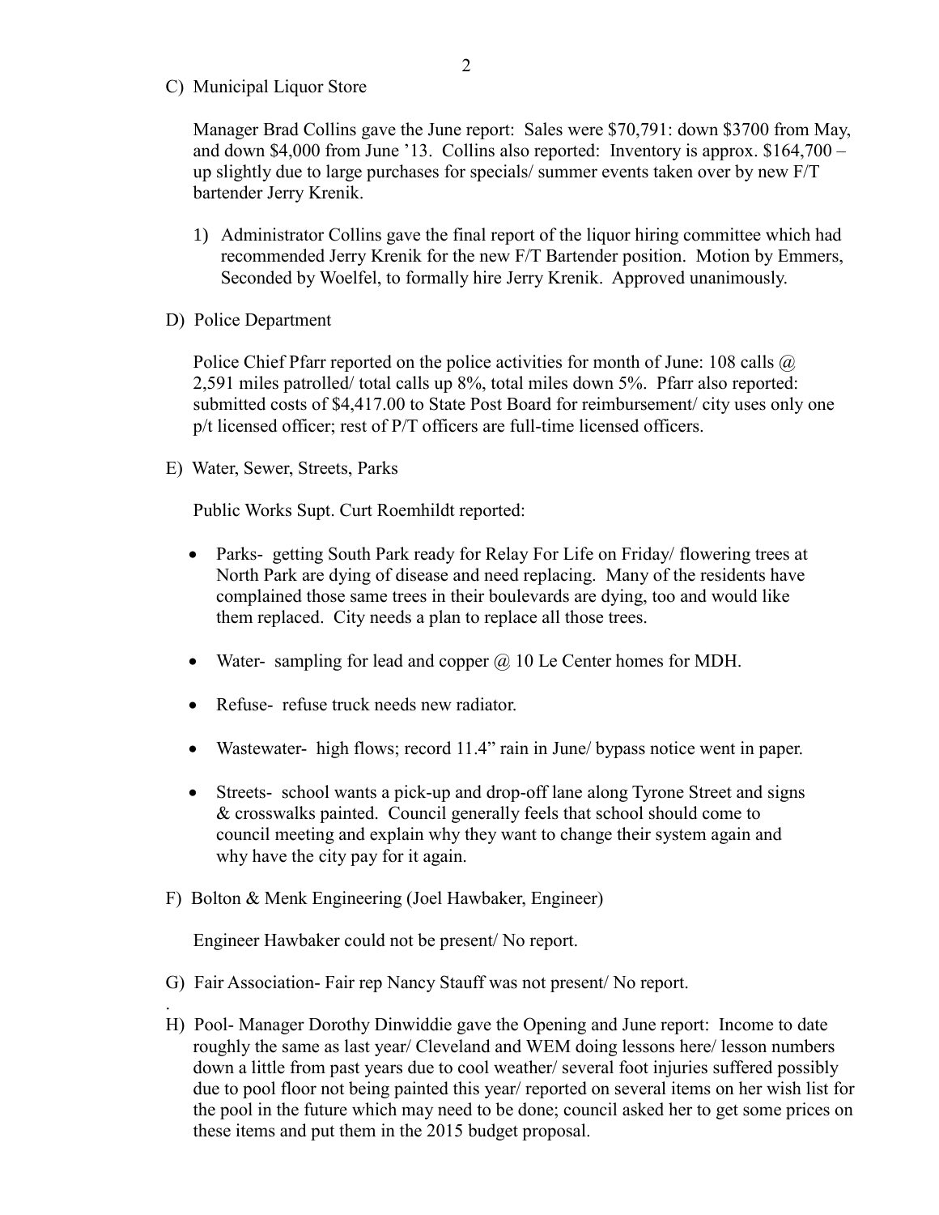C) Municipal Liquor Store

Manager Brad Collins gave the June report: Sales were $70,791: down $3700 from May, and down $4,000 from June '13. Collins also reported: Inventory is approx. $164,700 – up slightly due to large purchases for specials/ summer events taken over by new F/T bartender Jerry Krenik.

1) Administrator Collins gave the final report of the liquor hiring committee which had recommended Jerry Krenik for the new F/T Bartender position. Motion by Emmers, Seconded by Woelfel, to formally hire Jerry Krenik. Approved unanimously.

D) Police Department

Police Chief Pfarr reported on the police activities for month of June: 108 calls @ 2,591 miles patrolled/ total calls up 8%, total miles down 5%. Pfarr also reported: submitted costs of $4,417.00 to State Post Board for reimbursement/ city uses only one p/t licensed officer; rest of P/T officers are full-time licensed officers.

E) Water, Sewer, Streets, Parks

Public Works Supt. Curt Roemhildt reported:

- Parks- getting South Park ready for Relay For Life on Friday/ flowering trees at North Park are dying of disease and need replacing. Many of the residents have complained those same trees in their boulevards are dying, too and would like them replaced. City needs a plan to replace all those trees.
- Water- sampling for lead and copper @ 10 Le Center homes for MDH.
- Refuse- refuse truck needs new radiator.
- Wastewater- high flows; record 11.4" rain in June/ bypass notice went in paper.
- Streets- school wants a pick-up and drop-off lane along Tyrone Street and signs & crosswalks painted. Council generally feels that school should come to council meeting and explain why they want to change their system again and why have the city pay for it again.

F) Bolton & Menk Engineering (Joel Hawbaker, Engineer)

Engineer Hawbaker could not be present/ No report.

G) Fair Association- Fair rep Nancy Stauff was not present/ No report.

H) Pool- Manager Dorothy Dinwiddie gave the Opening and June report: Income to date roughly the same as last year/ Cleveland and WEM doing lessons here/ lesson numbers down a little from past years due to cool weather/ several foot injuries suffered possibly due to pool floor not being painted this year/ reported on several items on her wish list for the pool in the future which may need to be done; council asked her to get some prices on these items and put them in the 2015 budget proposal.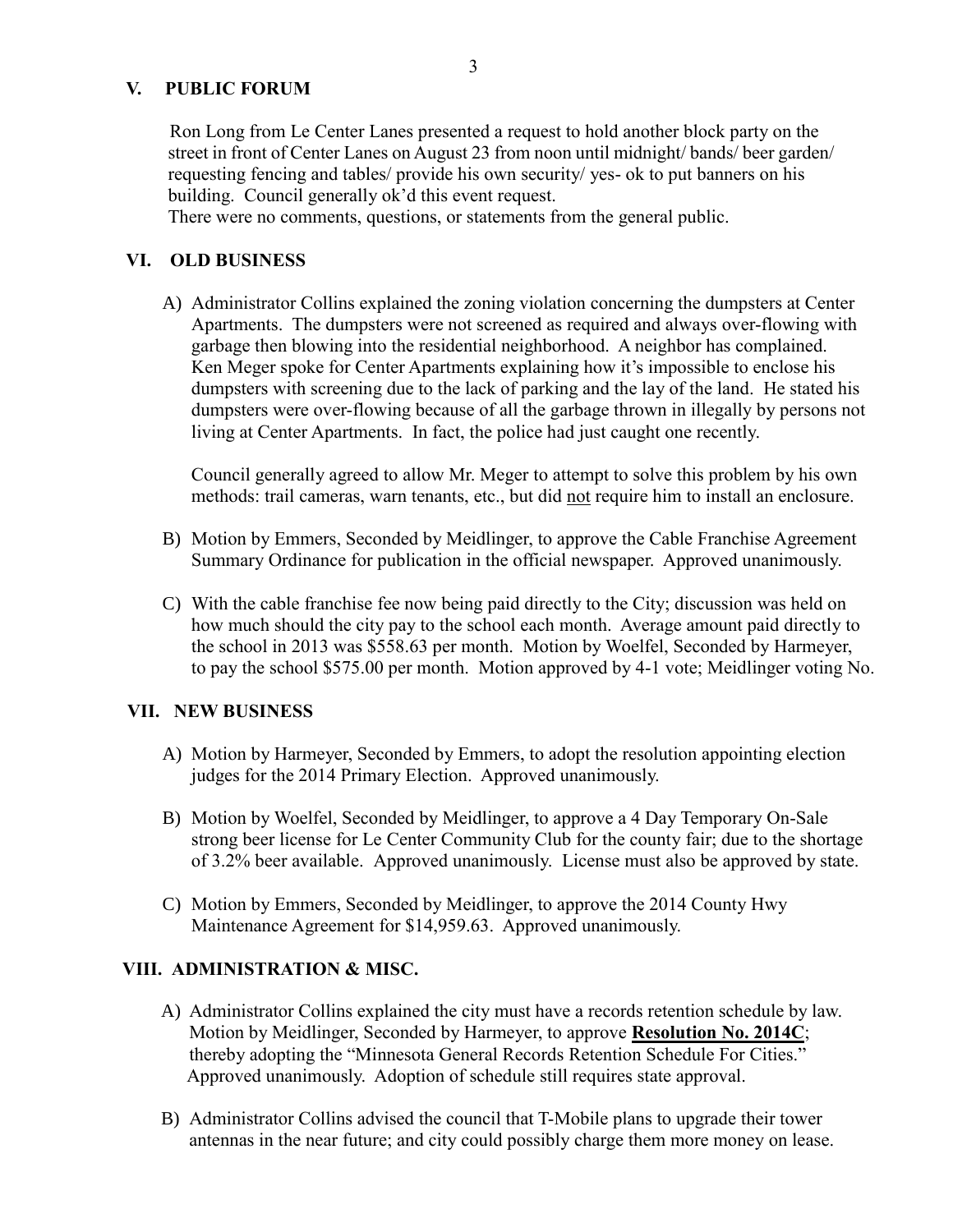## V. PUBLIC FORUM

Ron Long from Le Center Lanes presented a request to hold another block party on the street in front of Center Lanes on August 23 from noon until midnight/ bands/ beer garden/ requesting fencing and tables/ provide his own security/ yes- ok to put banners on his building. Council generally ok'd this event request.

There were no comments, questions, or statements from the general public.

## VI. OLD BUSINESS

A) Administrator Collins explained the zoning violation concerning the dumpsters at Center Apartments. The dumpsters were not screened as required and always over-flowing with garbage then blowing into the residential neighborhood. A neighbor has complained. Ken Meger spoke for Center Apartments explaining how it's impossible to enclose his dumpsters with screening due to the lack of parking and the lay of the land. He stated his dumpsters were over-flowing because of all the garbage thrown in illegally by persons not living at Center Apartments. In fact, the police had just caught one recently.

   Council generally agreed to allow Mr. Meger to attempt to solve this problem by his own methods: trail cameras, warn tenants, etc., but did <u>not</u> require him to install an enclosure.

B) Motion by Emmers, Seconded by Meidlinger, to approve the Cable Franchise Agreement Summary Ordinance for publication in the official newspaper. Approved unanimously.

C) With the cable franchise fee now being paid directly to the City; discussion was held on how much should the city pay to the school each month. Average amount paid directly to the school in 2013 was $558.63 per month. Motion by Woelfel, Seconded by Harmeyer, to pay the school $575.00 per month. Motion approved by 4-1 vote; Meidlinger voting No.

## VII. NEW BUSINESS

A) Motion by Harmeyer, Seconded by Emmers, to adopt the resolution appointing election judges for the 2014 Primary Election. Approved unanimously.

B) Motion by Woelfel, Seconded by Meidlinger, to approve a 4 Day Temporary On-Sale strong beer license for Le Center Community Club for the county fair; due to the shortage of 3.2% beer available. Approved unanimously. License must also be approved by state.

C) Motion by Emmers, Seconded by Meidlinger, to approve the 2014 County Hwy Maintenance Agreement for $14,959.63. Approved unanimously.

## VIII. ADMINISTRATION & MISC.

A) Administrator Collins explained the city must have a records retention schedule by law. Motion by Meidlinger, Seconded by Harmeyer, to approve **<u>Resolution No. 2014C</u>**; thereby adopting the "Minnesota General Records Retention Schedule For Cities." Approved unanimously. Adoption of schedule still requires state approval.

B) Administrator Collins advised the council that T-Mobile plans to upgrade their tower antennas in the near future; and city could possibly charge them more money on lease.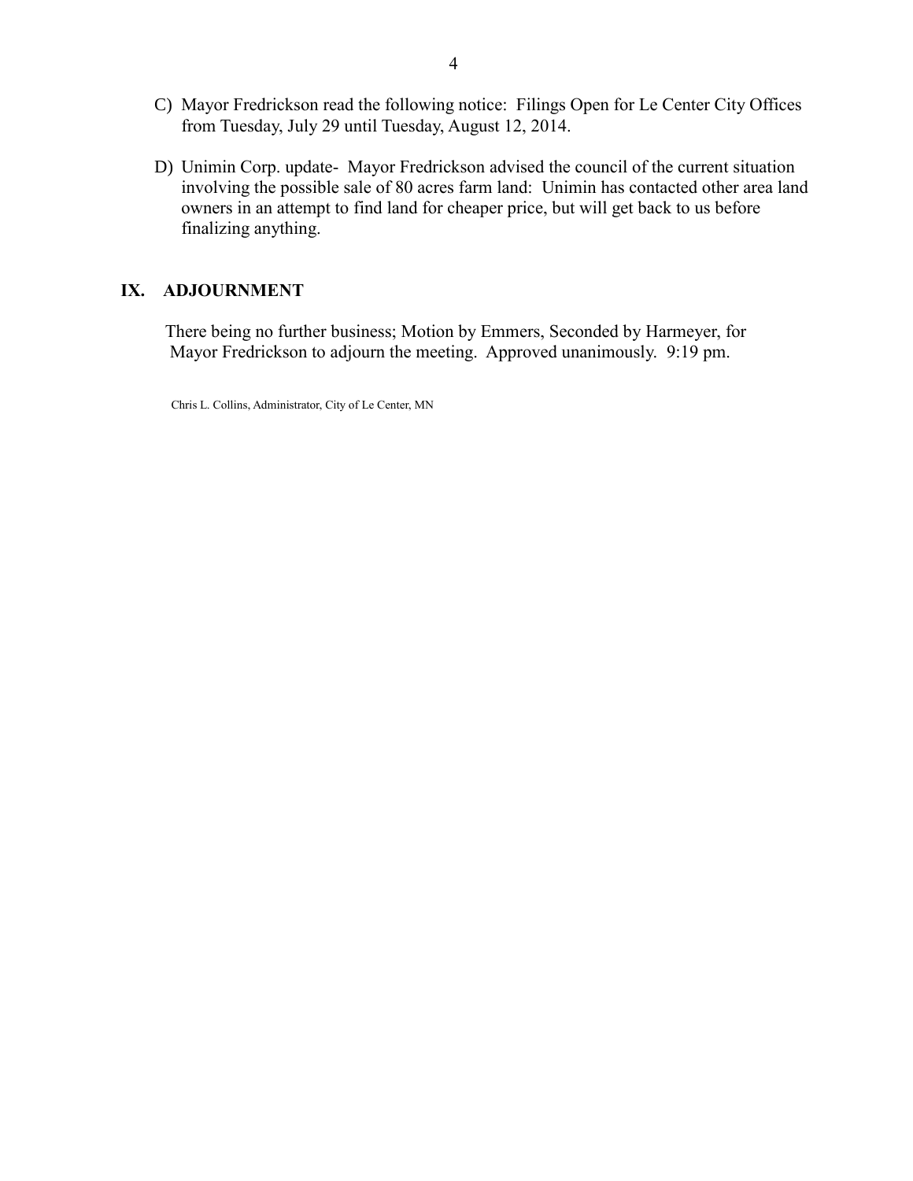C) Mayor Fredrickson read the following notice: Filings Open for Le Center City Offices from Tuesday, July 29 until Tuesday, August 12, 2014.

D) Unimin Corp. update- Mayor Fredrickson advised the council of the current situation involving the possible sale of 80 acres farm land: Unimin has contacted other area land owners in an attempt to find land for cheaper price, but will get back to us before finalizing anything.

## IX. ADJOURNMENT

There being no further business; Motion by Emmers, Seconded by Harmeyer, for Mayor Fredrickson to adjourn the meeting. Approved unanimously. 9:19 pm.

Chris L. Collins, Administrator, City of Le Center, MN